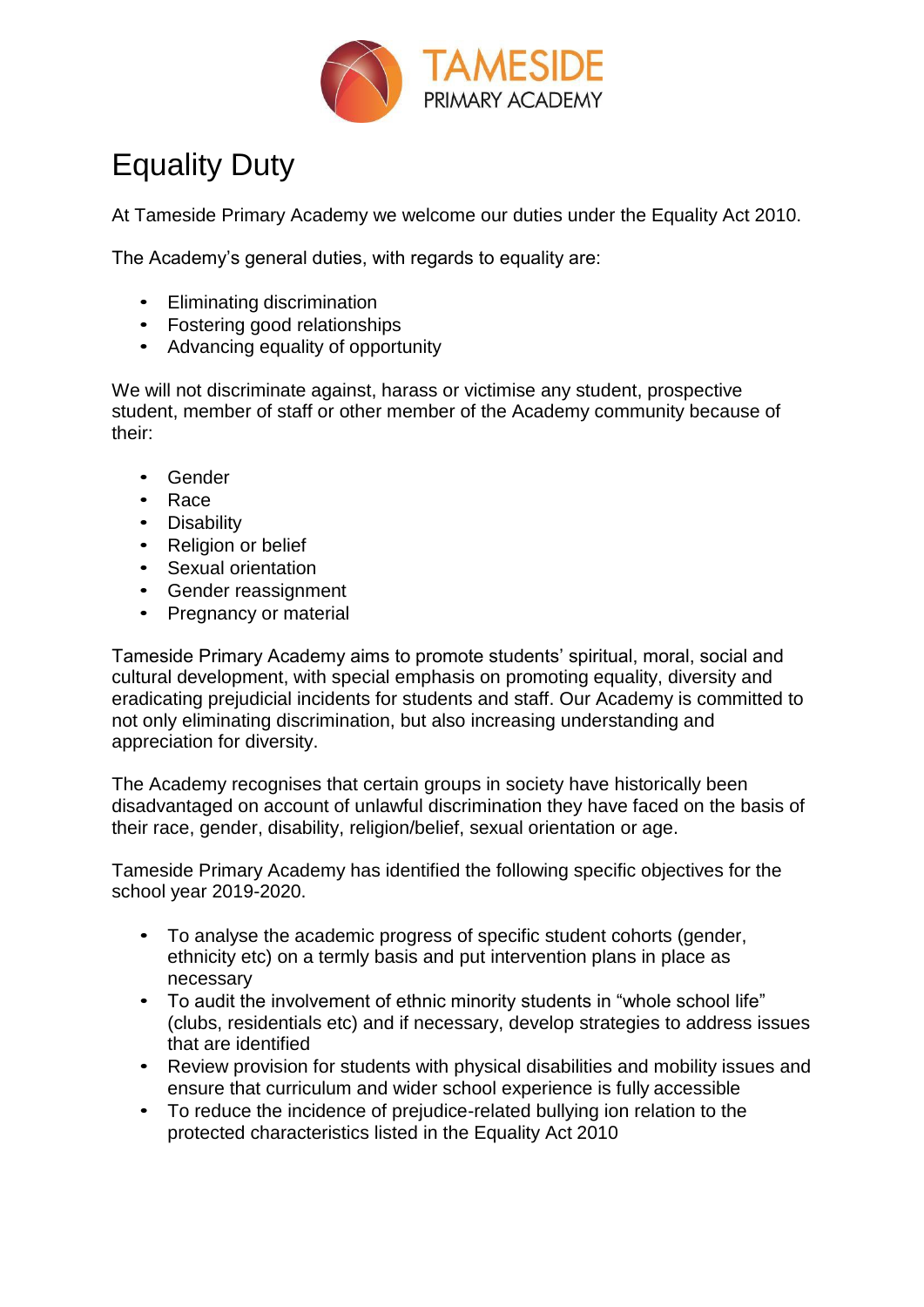# Equality Duty

At Tameside Primary Academy we welcome our duties under the Equality Act 2010.

The Academy's general duties, with regards to equality are:

- Eliminating discrimination
- Fostering good relationships
- Advancing equality of opportunity

We will not discriminate against, harass or victimise any student, prospective student, member of staff or other member of the Academy community because of their:

- Gender
- Race
- Disability
- Religion or belief
- Sexual orientation
- Gender reassignment
- Pregnancy or material

Tameside Primary Academy aims to promote students' spiritual, moral, social and cultural development, with special emphasis on promoting equality, diversity and eradicating prejudicial incidents for students and staff. Our Academy is committed to not only eliminating discrimination, but also increasing understanding and appreciation for diversity.

The Academy recognises that certain groups in society have historically been disadvantaged on account of unlawful discrimination they have faced on the basis of their race, gender, disability, religion/belief, sexual orientation or age.

Tameside Primary Academy has identified the following specific objectives for the school year 2019-2020.

- To analyse the academic progress of specific student cohorts (gender, ethnicity etc) on a termly basis and put intervention plans in place as necessary
- To audit the involvement of ethnic minority students in "whole school life" (clubs, residentials etc) and if necessary, develop strategies to address issues that are identified
- Review provision for students with physical disabilities and mobility issues and ensure that curriculum and wider school experience is fully accessible
- To reduce the incidence of prejudice-related bullying ion relation to the protected characteristics listed in the Equality Act 2010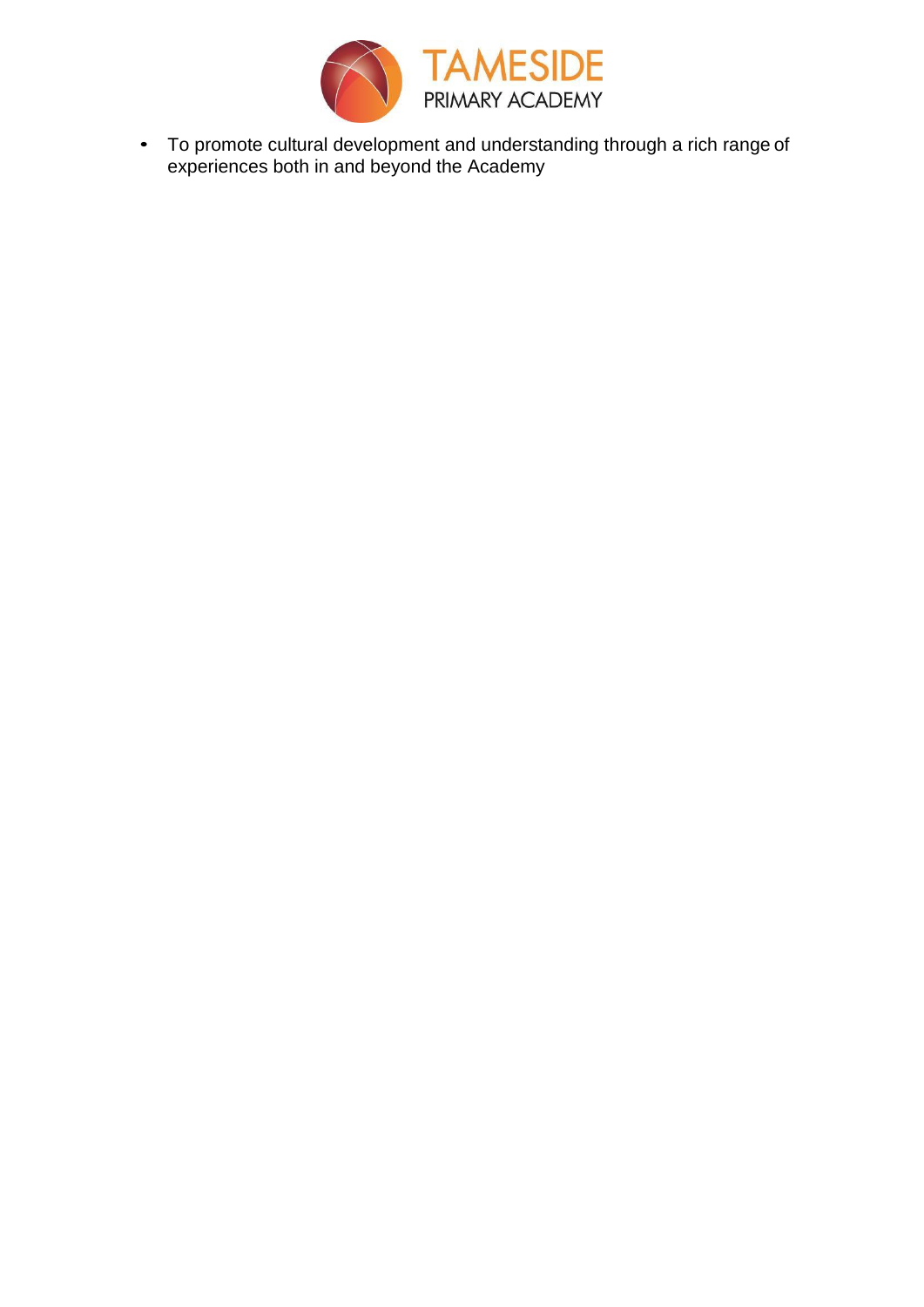- To promote cultural development and understanding through a rich range of experiences both in and beyond the Academy